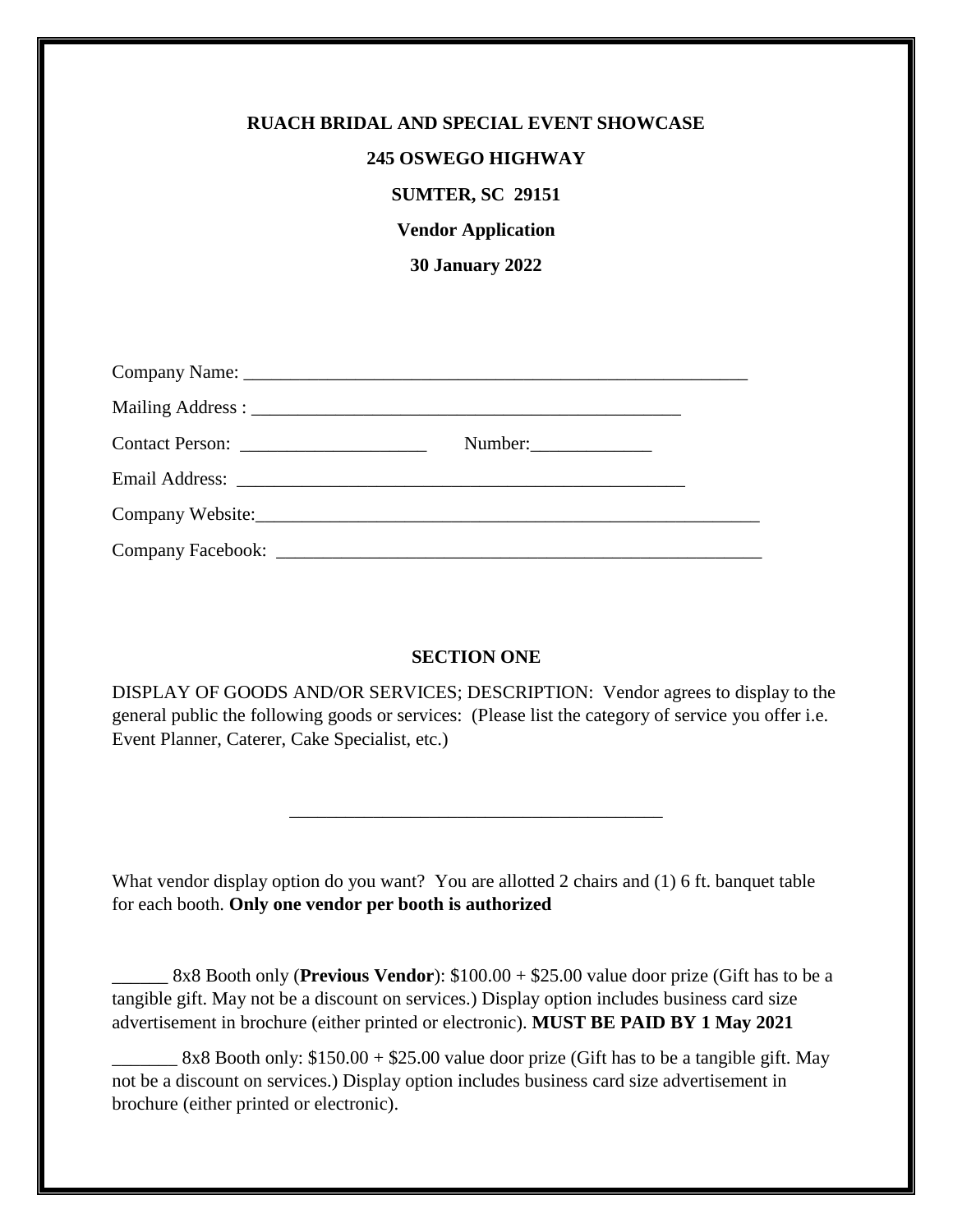**RUACH BRIDAL AND SPECIAL EVENT SHOWCASE**

**245 OSWEGO HIGHWAY**

**SUMTER, SC 29151**

**Vendor Application**

**30 January 2022**

Company Name: ___________________________________________________________

Mailing Address : ___________________________________________________

Contact Person: _____________________ Number:_____________

Email Address: ____________________________________________________

Company Website:__________________________________________________________

Company Facebook: _______________________________________________________

**SECTION ONE**

DISPLAY OF GOODS AND/OR SERVICES; DESCRIPTION: Vendor agrees to display to the general public the following goods or services: (Please list the category of service you offer i.e. Event Planner, Caterer, Cake Specialist, etc.)

_________________________________________

What vendor display option do you want? You are allotted 2 chairs and (1) 6 ft. banquet table for each booth. **Only one vendor per booth is authorized**

______ 8x8 Booth only (**Previous Vendor**): $100.00 + $25.00 value door prize (Gift has to be a tangible gift. May not be a discount on services.) Display option includes business card size advertisement in brochure (either printed or electronic). **MUST BE PAID BY 1 May 2021**

_______ 8x8 Booth only: $150.00 + $25.00 value door prize (Gift has to be a tangible gift. May not be a discount on services.) Display option includes business card size advertisement in brochure (either printed or electronic).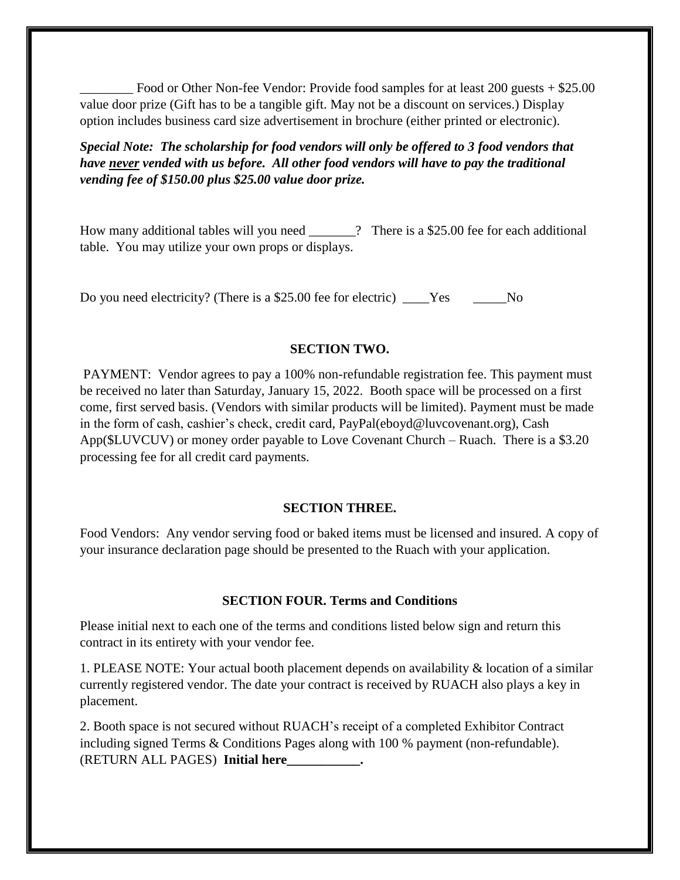________ Food or Other Non-fee Vendor: Provide food samples for at least 200 guests + $25.00 value door prize (Gift has to be a tangible gift. May not be a discount on services.) Display option includes business card size advertisement in brochure (either printed or electronic).

***Special Note: The scholarship for food vendors will only be offered to 3 food vendors that have never vended with us before. All other food vendors will have to pay the traditional vending fee of $150.00 plus $25.00 value door prize.***

How many additional tables will you need _______? There is a $25.00 fee for each additional table. You may utilize your own props or displays.

Do you need electricity? (There is a $25.00 fee for electric) ____Yes _____No

## SECTION TWO.

PAYMENT: Vendor agrees to pay a 100% non-refundable registration fee. This payment must be received no later than Saturday, January 15, 2022. Booth space will be processed on a first come, first served basis. (Vendors with similar products will be limited). Payment must be made in the form of cash, cashier's check, credit card, PayPal(eboyd@luvcovenant.org), Cash App($LUVCUV) or money order payable to Love Covenant Church – Ruach. There is a $3.20 processing fee for all credit card payments.

## SECTION THREE.

Food Vendors: Any vendor serving food or baked items must be licensed and insured. A copy of your insurance declaration page should be presented to the Ruach with your application.

## SECTION FOUR. Terms and Conditions

Please initial next to each one of the terms and conditions listed below sign and return this contract in its entirety with your vendor fee.

1. PLEASE NOTE: Your actual booth placement depends on availability & location of a similar currently registered vendor. The date your contract is received by RUACH also plays a key in placement.

2. Booth space is not secured without RUACH's receipt of a completed Exhibitor Contract including signed Terms & Conditions Pages along with 100 % payment (non-refundable). (RETURN ALL PAGES) **Initial here___________.**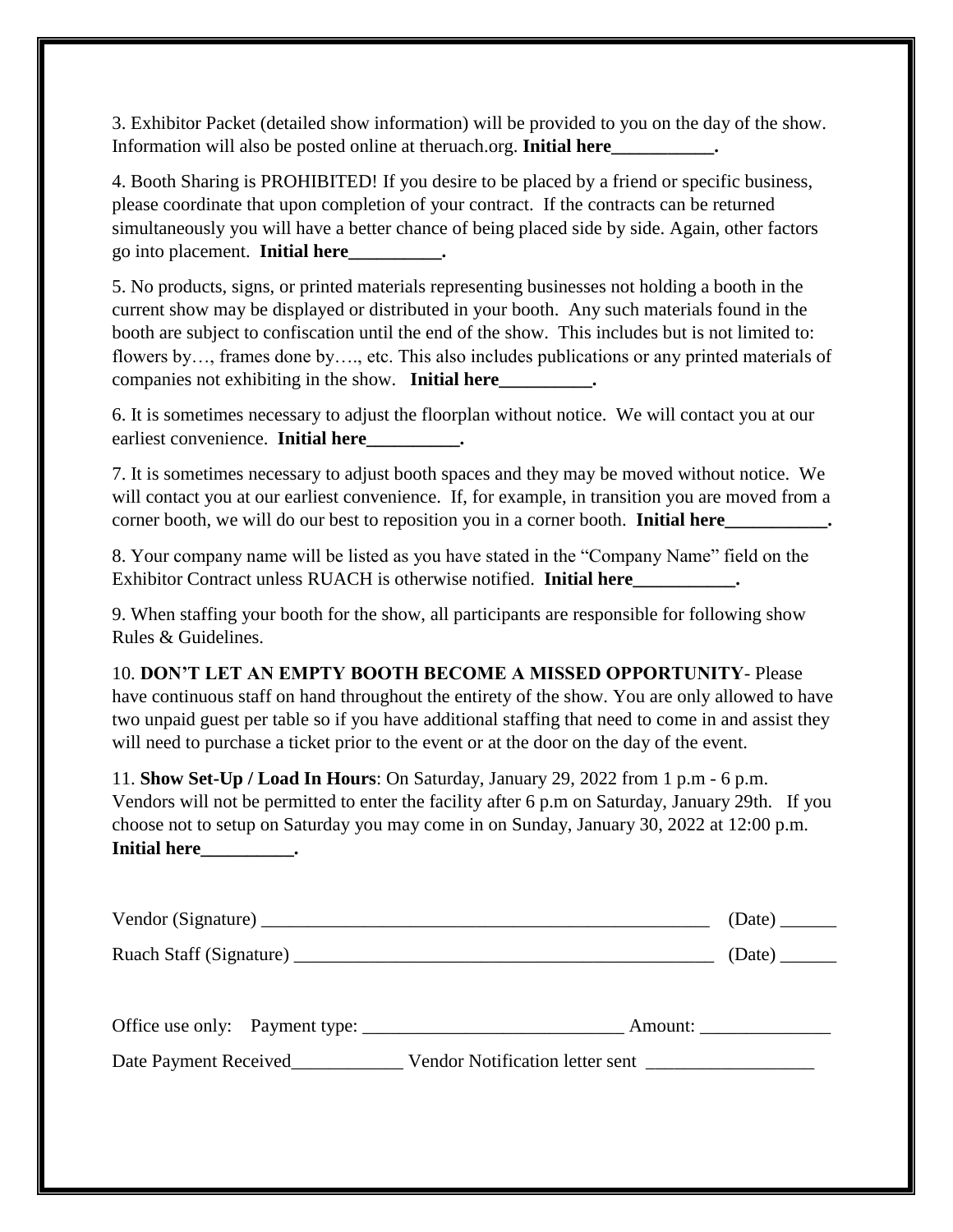3. Exhibitor Packet (detailed show information) will be provided to you on the day of the show. Information will also be posted online at theruach.org. **Initial here___________.**

4. Booth Sharing is PROHIBITED! If you desire to be placed by a friend or specific business, please coordinate that upon completion of your contract. If the contracts can be returned simultaneously you will have a better chance of being placed side by side. Again, other factors go into placement. **Initial here__________.**

5. No products, signs, or printed materials representing businesses not holding a booth in the current show may be displayed or distributed in your booth. Any such materials found in the booth are subject to confiscation until the end of the show. This includes but is not limited to: flowers by…, frames done by…., etc. This also includes publications or any printed materials of companies not exhibiting in the show. **Initial here__________.**

6. It is sometimes necessary to adjust the floorplan without notice. We will contact you at our earliest convenience. **Initial here__________.**

7. It is sometimes necessary to adjust booth spaces and they may be moved without notice. We will contact you at our earliest convenience. If, for example, in transition you are moved from a corner booth, we will do our best to reposition you in a corner booth. **Initial here___________.**

8. Your company name will be listed as you have stated in the "Company Name" field on the Exhibitor Contract unless RUACH is otherwise notified. **Initial here___________.**

9. When staffing your booth for the show, all participants are responsible for following show Rules & Guidelines.

10. **DON'T LET AN EMPTY BOOTH BECOME A MISSED OPPORTUNITY**- Please have continuous staff on hand throughout the entirety of the show. You are only allowed to have two unpaid guest per table so if you have additional staffing that need to come in and assist they will need to purchase a ticket prior to the event or at the door on the day of the event.

11. **Show Set-Up / Load In Hours**: On Saturday, January 29, 2022 from 1 p.m - 6 p.m. Vendors will not be permitted to enter the facility after 6 p.m on Saturday, January 29th. If you choose not to setup on Saturday you may come in on Sunday, January 30, 2022 at 12:00 p.m. **Initial here__________.**

Vendor (Signature) _________________________________________________ (Date) ______

Ruach Staff (Signature) ______________________________________________ (Date) ______

Office use only: Payment type: ____________________________ Amount: ______________

Date Payment Received____________ Vendor Notification letter sent __________________